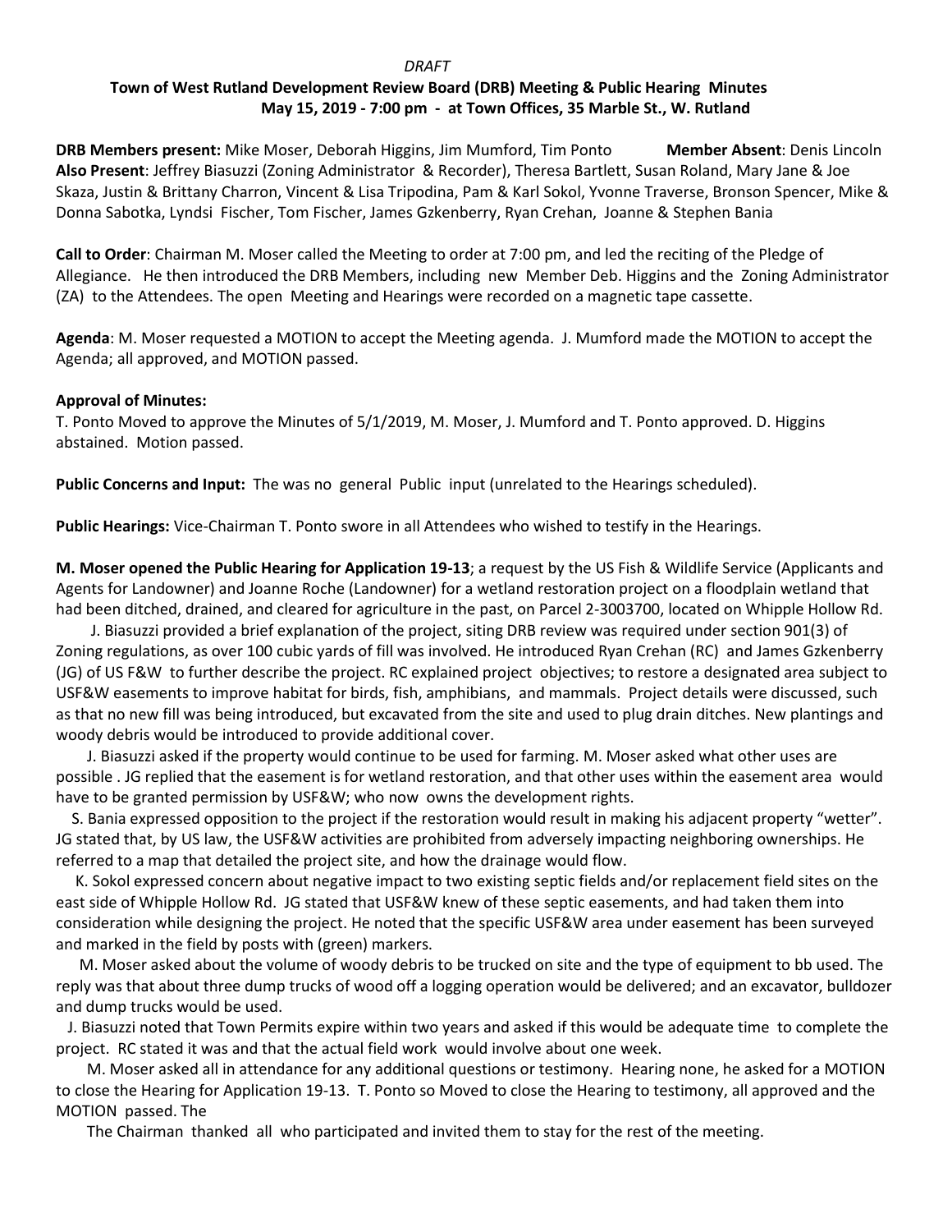*DRAFT*

**Town of West Rutland Development Review Board (DRB) Meeting & Public Hearing Minutes**
**May 15, 2019 - 7:00 pm - at Town Offices, 35 Marble St., W. Rutland**

**DRB Members present:** Mike Moser, Deborah Higgins, Jim Mumford, Tim Ponto **Member Absent**: Denis Lincoln
**Also Present**: Jeffrey Biasuzzi (Zoning Administrator & Recorder), Theresa Bartlett, Susan Roland, Mary Jane & Joe Skaza, Justin & Brittany Charron, Vincent & Lisa Tripodina, Pam & Karl Sokol, Yvonne Traverse, Bronson Spencer, Mike & Donna Sabotka, Lyndsi Fischer, Tom Fischer, James Gzkenberry, Ryan Crehan, Joanne & Stephen Bania

**Call to Order**: Chairman M. Moser called the Meeting to order at 7:00 pm, and led the reciting of the Pledge of Allegiance. He then introduced the DRB Members, including new Member Deb. Higgins and the Zoning Administrator (ZA) to the Attendees. The open Meeting and Hearings were recorded on a magnetic tape cassette.

**Agenda**: M. Moser requested a MOTION to accept the Meeting agenda. J. Mumford made the MOTION to accept the Agenda; all approved, and MOTION passed.

**Approval of Minutes:**
T. Ponto Moved to approve the Minutes of 5/1/2019, M. Moser, J. Mumford and T. Ponto approved. D. Higgins abstained. Motion passed.

**Public Concerns and Input:** The was no general Public input (unrelated to the Hearings scheduled).

**Public Hearings:** Vice-Chairman T. Ponto swore in all Attendees who wished to testify in the Hearings.

**M. Moser opened the Public Hearing for Application 19-13**; a request by the US Fish & Wildlife Service (Applicants and Agents for Landowner) and Joanne Roche (Landowner) for a wetland restoration project on a floodplain wetland that had been ditched, drained, and cleared for agriculture in the past, on Parcel 2-3003700, located on Whipple Hollow Rd.

J. Biasuzzi provided a brief explanation of the project, siting DRB review was required under section 901(3) of Zoning regulations, as over 100 cubic yards of fill was involved. He introduced Ryan Crehan (RC) and James Gzkenberry (JG) of US F&W to further describe the project. RC explained project objectives; to restore a designated area subject to USF&W easements to improve habitat for birds, fish, amphibians, and mammals. Project details were discussed, such as that no new fill was being introduced, but excavated from the site and used to plug drain ditches. New plantings and woody debris would be introduced to provide additional cover.

J. Biasuzzi asked if the property would continue to be used for farming. M. Moser asked what other uses are possible . JG replied that the easement is for wetland restoration, and that other uses within the easement area would have to be granted permission by USF&W; who now owns the development rights.

S. Bania expressed opposition to the project if the restoration would result in making his adjacent property "wetter". JG stated that, by US law, the USF&W activities are prohibited from adversely impacting neighboring ownerships. He referred to a map that detailed the project site, and how the drainage would flow.

K. Sokol expressed concern about negative impact to two existing septic fields and/or replacement field sites on the east side of Whipple Hollow Rd. JG stated that USF&W knew of these septic easements, and had taken them into consideration while designing the project. He noted that the specific USF&W area under easement has been surveyed and marked in the field by posts with (green) markers.

M. Moser asked about the volume of woody debris to be trucked on site and the type of equipment to bb used. The reply was that about three dump trucks of wood off a logging operation would be delivered; and an excavator, bulldozer and dump trucks would be used.

J. Biasuzzi noted that Town Permits expire within two years and asked if this would be adequate time to complete the project. RC stated it was and that the actual field work would involve about one week.

M. Moser asked all in attendance for any additional questions or testimony. Hearing none, he asked for a MOTION to close the Hearing for Application 19-13. T. Ponto so Moved to close the Hearing to testimony, all approved and the MOTION passed. The

The Chairman thanked all who participated and invited them to stay for the rest of the meeting.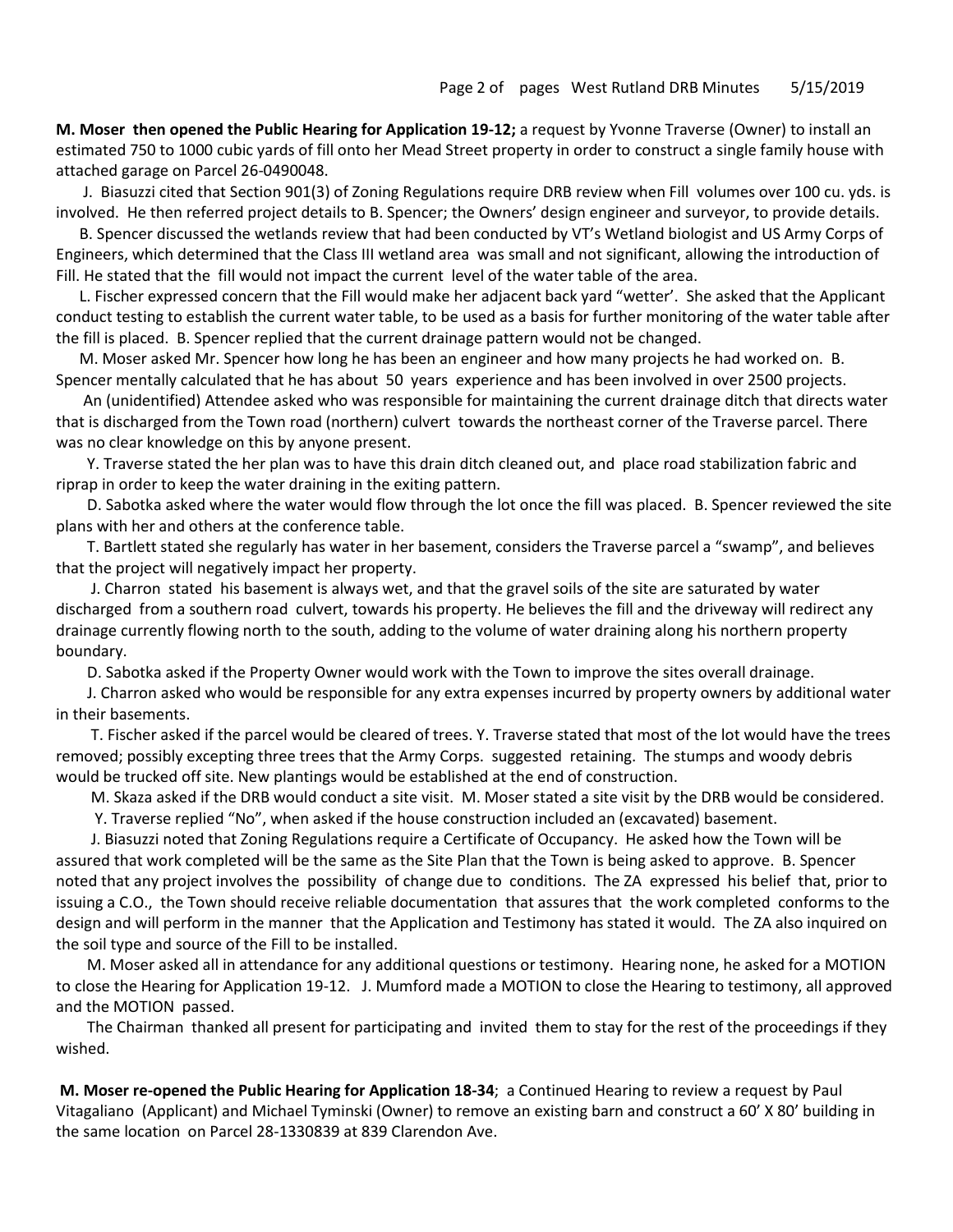**M. Moser then opened the Public Hearing for Application 19-12;** a request by Yvonne Traverse (Owner) to install an estimated 750 to 1000 cubic yards of fill onto her Mead Street property in order to construct a single family house with attached garage on Parcel 26-0490048.

J. Biasuzzi cited that Section 901(3) of Zoning Regulations require DRB review when Fill volumes over 100 cu. yds. is involved. He then referred project details to B. Spencer; the Owners' design engineer and surveyor, to provide details.

B. Spencer discussed the wetlands review that had been conducted by VT's Wetland biologist and US Army Corps of Engineers, which determined that the Class III wetland area was small and not significant, allowing the introduction of Fill. He stated that the fill would not impact the current level of the water table of the area.

L. Fischer expressed concern that the Fill would make her adjacent back yard "wetter'. She asked that the Applicant conduct testing to establish the current water table, to be used as a basis for further monitoring of the water table after the fill is placed. B. Spencer replied that the current drainage pattern would not be changed.

M. Moser asked Mr. Spencer how long he has been an engineer and how many projects he had worked on. B. Spencer mentally calculated that he has about 50 years experience and has been involved in over 2500 projects.

An (unidentified) Attendee asked who was responsible for maintaining the current drainage ditch that directs water that is discharged from the Town road (northern) culvert towards the northeast corner of the Traverse parcel. There was no clear knowledge on this by anyone present.

Y. Traverse stated the her plan was to have this drain ditch cleaned out, and place road stabilization fabric and riprap in order to keep the water draining in the exiting pattern.

D. Sabotka asked where the water would flow through the lot once the fill was placed. B. Spencer reviewed the site plans with her and others at the conference table.

T. Bartlett stated she regularly has water in her basement, considers the Traverse parcel a "swamp", and believes that the project will negatively impact her property.

J. Charron stated his basement is always wet, and that the gravel soils of the site are saturated by water discharged from a southern road culvert, towards his property. He believes the fill and the driveway will redirect any drainage currently flowing north to the south, adding to the volume of water draining along his northern property boundary.

D. Sabotka asked if the Property Owner would work with the Town to improve the sites overall drainage.

J. Charron asked who would be responsible for any extra expenses incurred by property owners by additional water in their basements.

T. Fischer asked if the parcel would be cleared of trees. Y. Traverse stated that most of the lot would have the trees removed; possibly excepting three trees that the Army Corps. suggested retaining. The stumps and woody debris would be trucked off site. New plantings would be established at the end of construction.

M. Skaza asked if the DRB would conduct a site visit. M. Moser stated a site visit by the DRB would be considered.

Y. Traverse replied "No", when asked if the house construction included an (excavated) basement.

J. Biasuzzi noted that Zoning Regulations require a Certificate of Occupancy. He asked how the Town will be assured that work completed will be the same as the Site Plan that the Town is being asked to approve. B. Spencer noted that any project involves the possibility of change due to conditions. The ZA expressed his belief that, prior to issuing a C.O., the Town should receive reliable documentation that assures that the work completed conforms to the design and will perform in the manner that the Application and Testimony has stated it would. The ZA also inquired on the soil type and source of the Fill to be installed.

M. Moser asked all in attendance for any additional questions or testimony. Hearing none, he asked for a MOTION to close the Hearing for Application 19-12. J. Mumford made a MOTION to close the Hearing to testimony, all approved and the MOTION passed.

The Chairman thanked all present for participating and invited them to stay for the rest of the proceedings if they wished.

**M. Moser re-opened the Public Hearing for Application 18-34**; a Continued Hearing to review a request by Paul Vitagaliano (Applicant) and Michael Tyminski (Owner) to remove an existing barn and construct a 60' X 80' building in the same location on Parcel 28-1330839 at 839 Clarendon Ave.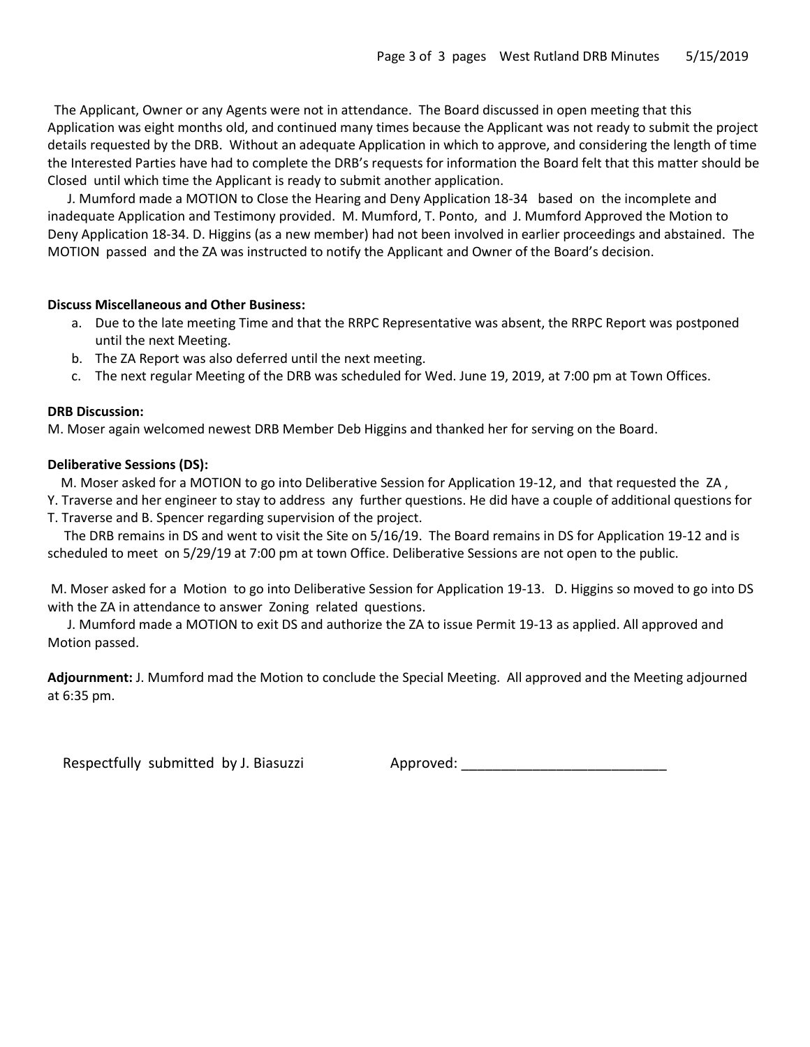The Applicant, Owner or any Agents were not in attendance. The Board discussed in open meeting that this Application was eight months old, and continued many times because the Applicant was not ready to submit the project details requested by the DRB. Without an adequate Application in which to approve, and considering the length of time the Interested Parties have had to complete the DRB's requests for information the Board felt that this matter should be Closed until which time the Applicant is ready to submit another application.

J. Mumford made a MOTION to Close the Hearing and Deny Application 18-34 based on the incomplete and inadequate Application and Testimony provided. M. Mumford, T. Ponto, and J. Mumford Approved the Motion to Deny Application 18-34. D. Higgins (as a new member) had not been involved in earlier proceedings and abstained. The MOTION passed and the ZA was instructed to notify the Applicant and Owner of the Board's decision.

**Discuss Miscellaneous and Other Business:**

a. Due to the late meeting Time and that the RRPC Representative was absent, the RRPC Report was postponed until the next Meeting.
b. The ZA Report was also deferred until the next meeting.
c. The next regular Meeting of the DRB was scheduled for Wed. June 19, 2019, at 7:00 pm at Town Offices.

**DRB Discussion:**

M. Moser again welcomed newest DRB Member Deb Higgins and thanked her for serving on the Board.

**Deliberative Sessions (DS):**

M. Moser asked for a MOTION to go into Deliberative Session for Application 19-12, and that requested the ZA , Y. Traverse and her engineer to stay to address any further questions. He did have a couple of additional questions for T. Traverse and B. Spencer regarding supervision of the project.

The DRB remains in DS and went to visit the Site on 5/16/19. The Board remains in DS for Application 19-12 and is scheduled to meet on 5/29/19 at 7:00 pm at town Office. Deliberative Sessions are not open to the public.

M. Moser asked for a Motion to go into Deliberative Session for Application 19-13. D. Higgins so moved to go into DS with the ZA in attendance to answer Zoning related questions.

J. Mumford made a MOTION to exit DS and authorize the ZA to issue Permit 19-13 as applied. All approved and Motion passed.

**Adjournment:** J. Mumford mad the Motion to conclude the Special Meeting. All approved and the Meeting adjourned at 6:35 pm.

Respectfully submitted by J. Biasuzzi          Approved: _________________________